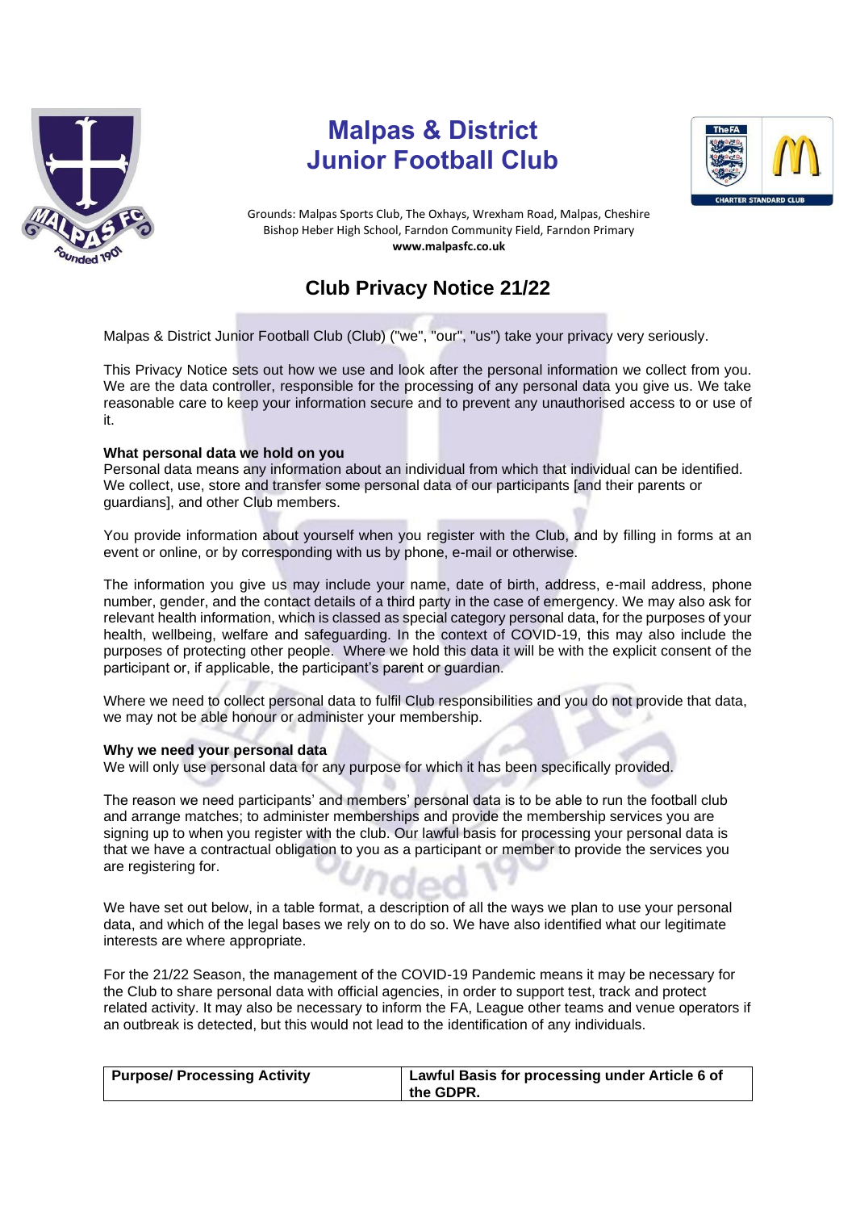# Malpas & District Junior Football Club

Grounds: Malpas Sports Club, The Oxhays, Wrexham Road, Malpas, Cheshire
Bishop Heber High School, Farndon Community Field, Farndon Primary
**www.malpasfc.co.uk**

## Club Privacy Notice 21/22

Malpas & District Junior Football Club (Club) ("we", "our", "us") take your privacy very seriously.

This Privacy Notice sets out how we use and look after the personal information we collect from you. We are the data controller, responsible for the processing of any personal data you give us. We take reasonable care to keep your information secure and to prevent any unauthorised access to or use of it.

**What personal data we hold on you**
Personal data means any information about an individual from which that individual can be identified. We collect, use, store and transfer some personal data of our participants [and their parents or guardians], and other Club members.

You provide information about yourself when you register with the Club, and by filling in forms at an event or online, or by corresponding with us by phone, e-mail or otherwise.

The information you give us may include your name, date of birth, address, e-mail address, phone number, gender, and the contact details of a third party in the case of emergency. We may also ask for relevant health information, which is classed as special category personal data, for the purposes of your health, wellbeing, welfare and safeguarding. In the context of COVID-19, this may also include the purposes of protecting other people. Where we hold this data it will be with the explicit consent of the participant or, if applicable, the participant's parent or guardian.

Where we need to collect personal data to fulfil Club responsibilities and you do not provide that data, we may not be able honour or administer your membership.

**Why we need your personal data**
We will only use personal data for any purpose for which it has been specifically provided.

The reason we need participants' and members' personal data is to be able to run the football club and arrange matches; to administer memberships and provide the membership services you are signing up to when you register with the club. Our lawful basis for processing your personal data is that we have a contractual obligation to you as a participant or member to provide the services you are registering for.

We have set out below, in a table format, a description of all the ways we plan to use your personal data, and which of the legal bases we rely on to do so. We have also identified what our legitimate interests are where appropriate.

For the 21/22 Season, the management of the COVID-19 Pandemic means it may be necessary for the Club to share personal data with official agencies, in order to support test, track and protect related activity. It may also be necessary to inform the FA, League other teams and venue operators if an outbreak is detected, but this would not lead to the identification of any individuals.

| Purpose/ Processing Activity | Lawful Basis for processing under Article 6 of the GDPR. |
| --- | --- |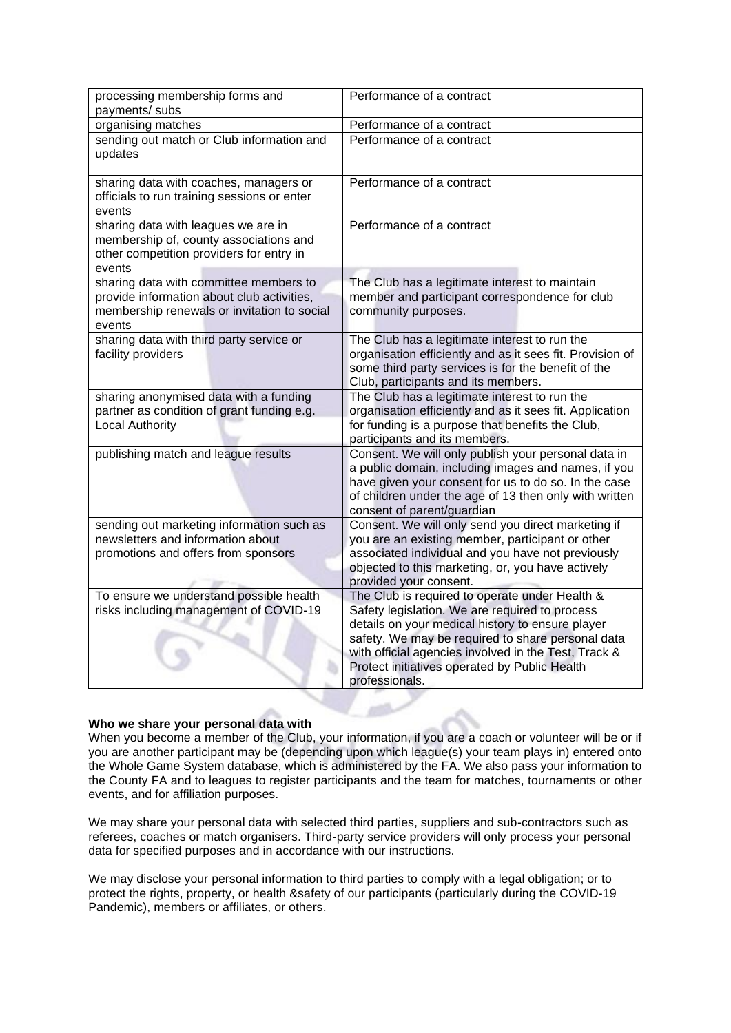| | |
|---|---|
| processing membership forms and payments/ subs | Performance of a contract |
| organising matches | Performance of a contract |
| sending out match or Club information and updates | Performance of a contract |
| sharing data with coaches, managers or officials to run training sessions or enter events | Performance of a contract |
| sharing data with leagues we are in membership of, county associations and other competition providers for entry in events | Performance of a contract |
| sharing data with committee members to provide information about club activities, membership renewals or invitation to social events | The Club has a legitimate interest to maintain member and participant correspondence for club community purposes. |
| sharing data with third party service or facility providers | The Club has a legitimate interest to run the organisation efficiently and as it sees fit. Provision of some third party services is for the benefit of the Club, participants and its members. |
| sharing anonymised data with a funding partner as condition of grant funding e.g. Local Authority | The Club has a legitimate interest to run the organisation efficiently and as it sees fit. Application for funding is a purpose that benefits the Club, participants and its members. |
| publishing match and league results | Consent. We will only publish your personal data in a public domain, including images and names, if you have given your consent for us to do so. In the case of children under the age of 13 then only with written consent of parent/guardian |
| sending out marketing information such as newsletters and information about promotions and offers from sponsors | Consent. We will only send you direct marketing if you are an existing member, participant or other associated individual and you have not previously objected to this marketing, or, you have actively provided your consent. |
| To ensure we understand possible health risks including management of COVID-19 | The Club is required to operate under Health & Safety legislation. We are required to process details on your medical history to ensure player safety. We may be required to share personal data with official agencies involved in the Test, Track & Protect initiatives operated by Public Health professionals. |

**Who we share your personal data with**

When you become a member of the Club, your information, if you are a coach or volunteer will be or if you are another participant may be (depending upon which league(s) your team plays in) entered onto the Whole Game System database, which is administered by the FA. We also pass your information to the County FA and to leagues to register participants and the team for matches, tournaments or other events, and for affiliation purposes.

We may share your personal data with selected third parties, suppliers and sub-contractors such as referees, coaches or match organisers. Third-party service providers will only process your personal data for specified purposes and in accordance with our instructions.

We may disclose your personal information to third parties to comply with a legal obligation; or to protect the rights, property, or health &safety of our participants (particularly during the COVID-19 Pandemic), members or affiliates, or others.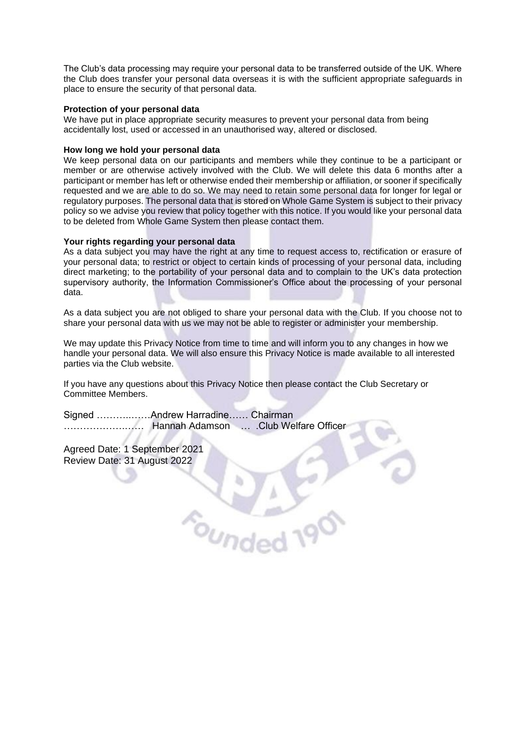The Club's data processing may require your personal data to be transferred outside of the UK. Where the Club does transfer your personal data overseas it is with the sufficient appropriate safeguards in place to ensure the security of that personal data.

**Protection of your personal data**

We have put in place appropriate security measures to prevent your personal data from being accidentally lost, used or accessed in an unauthorised way, altered or disclosed.

**How long we hold your personal data**

We keep personal data on our participants and members while they continue to be a participant or member or are otherwise actively involved with the Club. We will delete this data 6 months after a participant or member has left or otherwise ended their membership or affiliation, or sooner if specifically requested and we are able to do so. We may need to retain some personal data for longer for legal or regulatory purposes. The personal data that is stored on Whole Game System is subject to their privacy policy so we advise you review that policy together with this notice. If you would like your personal data to be deleted from Whole Game System then please contact them.

**Your rights regarding your personal data**

As a data subject you may have the right at any time to request access to, rectification or erasure of your personal data; to restrict or object to certain kinds of processing of your personal data, including direct marketing; to the portability of your personal data and to complain to the UK's data protection supervisory authority, the Information Commissioner's Office about the processing of your personal data.

As a data subject you are not obliged to share your personal data with the Club. If you choose not to share your personal data with us we may not be able to register or administer your membership.

We may update this Privacy Notice from time to time and will inform you to any changes in how we handle your personal data. We will also ensure this Privacy Notice is made available to all interested parties via the Club website.

If you have any questions about this Privacy Notice then please contact the Club Secretary or Committee Members.

Signed …………..…..Andrew Harradine…… Chairman
…………………..…. Hannah Adamson … .Club Welfare Officer

Agreed Date: 1 September 2021
Review Date: 31 August 2022